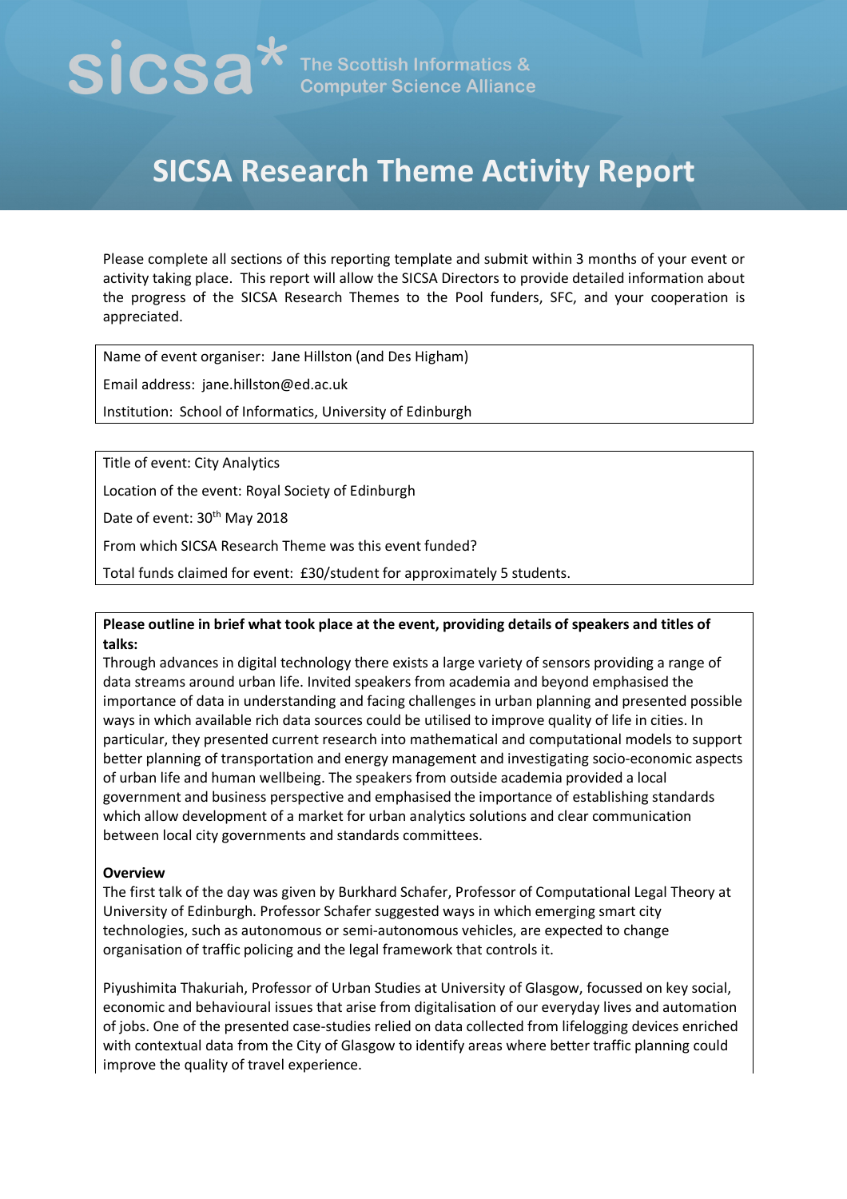sicsa* The Scottish Informatics & Computer Science Alliance

# SICSA Research Theme Activity Report

Please complete all sections of this reporting template and submit within 3 months of your event or activity taking place. This report will allow the SICSA Directors to provide detailed information about the progress of the SICSA Research Themes to the Pool funders, SFC, and your cooperation is appreciated.

Name of event organiser: Jane Hillston (and Des Higham)

Email address: jane.hillston@ed.ac.uk

Institution: School of Informatics, University of Edinburgh

Title of event: City Analytics

Location of the event: Royal Society of Edinburgh

Date of event: 30th May 2018

From which SICSA Research Theme was this event funded?

Total funds claimed for event: £30/student for approximately 5 students.

**Please outline in brief what took place at the event, providing details of speakers and titles of talks:**

Through advances in digital technology there exists a large variety of sensors providing a range of data streams around urban life. Invited speakers from academia and beyond emphasised the importance of data in understanding and facing challenges in urban planning and presented possible ways in which available rich data sources could be utilised to improve quality of life in cities. In particular, they presented current research into mathematical and computational models to support better planning of transportation and energy management and investigating socio-economic aspects of urban life and human wellbeing. The speakers from outside academia provided a local government and business perspective and emphasised the importance of establishing standards which allow development of a market for urban analytics solutions and clear communication between local city governments and standards committees.

**Overview**

The first talk of the day was given by Burkhard Schafer, Professor of Computational Legal Theory at University of Edinburgh. Professor Schafer suggested ways in which emerging smart city technologies, such as autonomous or semi-autonomous vehicles, are expected to change organisation of traffic policing and the legal framework that controls it.

Piyushimita Thakuriah, Professor of Urban Studies at University of Glasgow, focussed on key social, economic and behavioural issues that arise from digitalisation of our everyday lives and automation of jobs. One of the presented case-studies relied on data collected from lifelogging devices enriched with contextual data from the City of Glasgow to identify areas where better traffic planning could improve the quality of travel experience.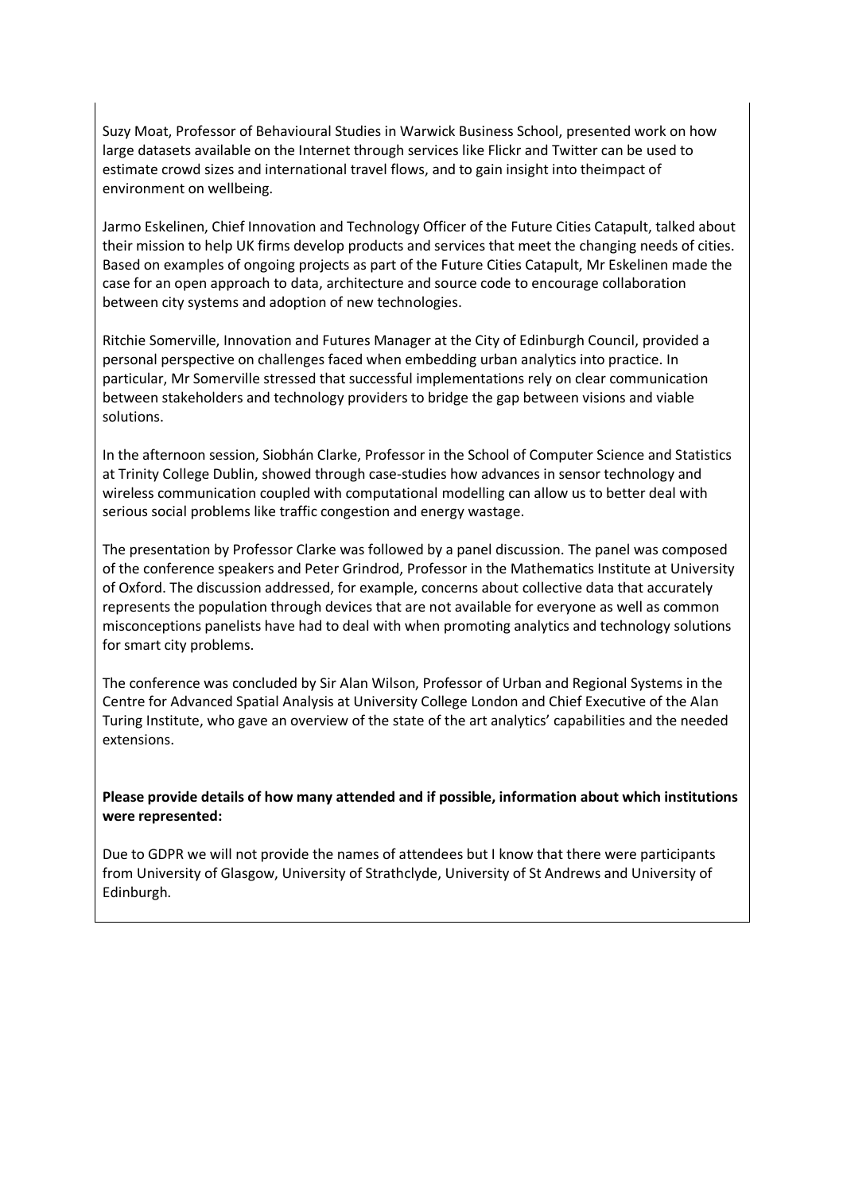Suzy Moat, Professor of Behavioural Studies in Warwick Business School, presented work on how large datasets available on the Internet through services like Flickr and Twitter can be used to estimate crowd sizes and international travel flows, and to gain insight into theimpact of environment on wellbeing.

Jarmo Eskelinen, Chief Innovation and Technology Officer of the Future Cities Catapult, talked about their mission to help UK firms develop products and services that meet the changing needs of cities. Based on examples of ongoing projects as part of the Future Cities Catapult, Mr Eskelinen made the case for an open approach to data, architecture and source code to encourage collaboration between city systems and adoption of new technologies.

Ritchie Somerville, Innovation and Futures Manager at the City of Edinburgh Council, provided a personal perspective on challenges faced when embedding urban analytics into practice. In particular, Mr Somerville stressed that successful implementations rely on clear communication between stakeholders and technology providers to bridge the gap between visions and viable solutions.

In the afternoon session, Siobhán Clarke, Professor in the School of Computer Science and Statistics at Trinity College Dublin, showed through case-studies how advances in sensor technology and wireless communication coupled with computational modelling can allow us to better deal with serious social problems like traffic congestion and energy wastage.

The presentation by Professor Clarke was followed by a panel discussion. The panel was composed of the conference speakers and Peter Grindrod, Professor in the Mathematics Institute at University of Oxford. The discussion addressed, for example, concerns about collective data that accurately represents the population through devices that are not available for everyone as well as common misconceptions panelists have had to deal with when promoting analytics and technology solutions for smart city problems.

The conference was concluded by Sir Alan Wilson, Professor of Urban and Regional Systems in the Centre for Advanced Spatial Analysis at University College London and Chief Executive of the Alan Turing Institute, who gave an overview of the state of the art analytics' capabilities and the needed extensions.

**Please provide details of how many attended and if possible, information about which institutions were represented:**

Due to GDPR we will not provide the names of attendees but I know that there were participants from University of Glasgow, University of Strathclyde, University of St Andrews and University of Edinburgh.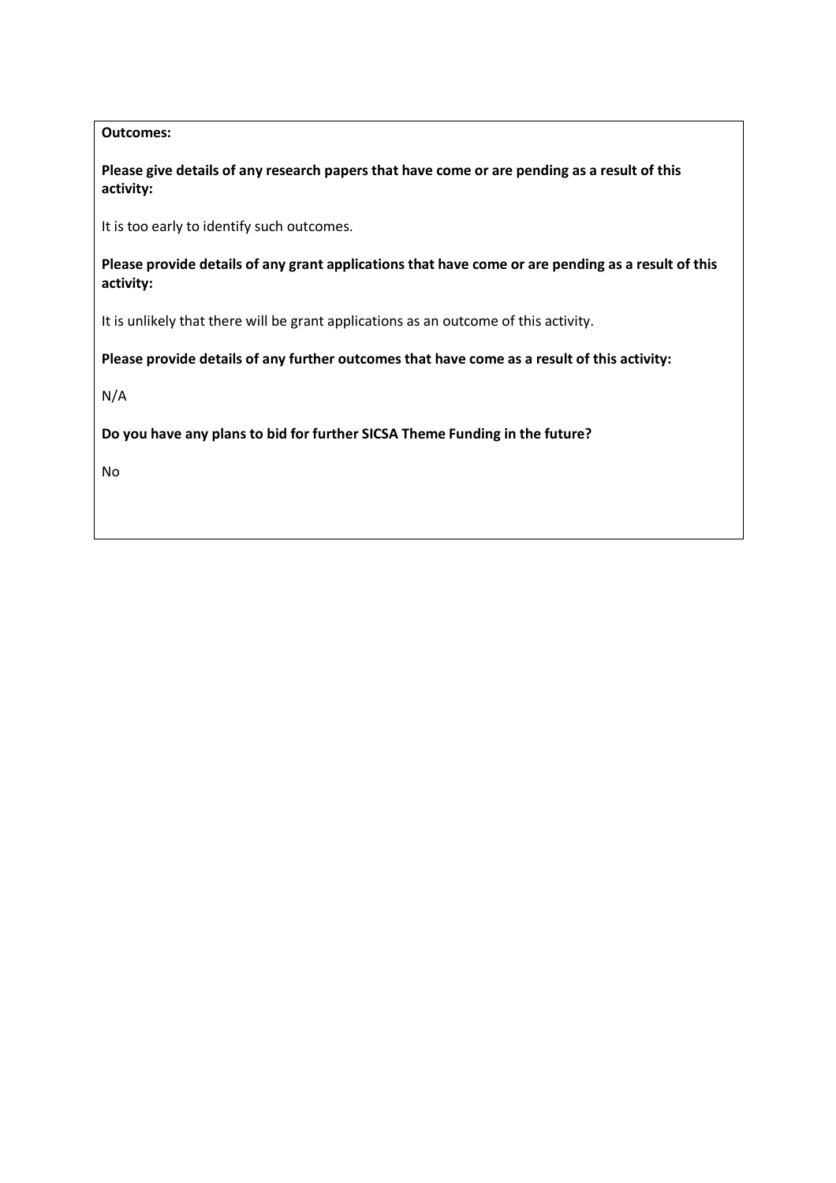**Outcomes:**

**Please give details of any research papers that have come or are pending as a result of this activity:**

It is too early to identify such outcomes.

**Please provide details of any grant applications that have come or are pending as a result of this activity:**

It is unlikely that there will be grant applications as an outcome of this activity.

**Please provide details of any further outcomes that have come as a result of this activity:**

N/A

**Do you have any plans to bid for further SICSA Theme Funding in the future?**

No